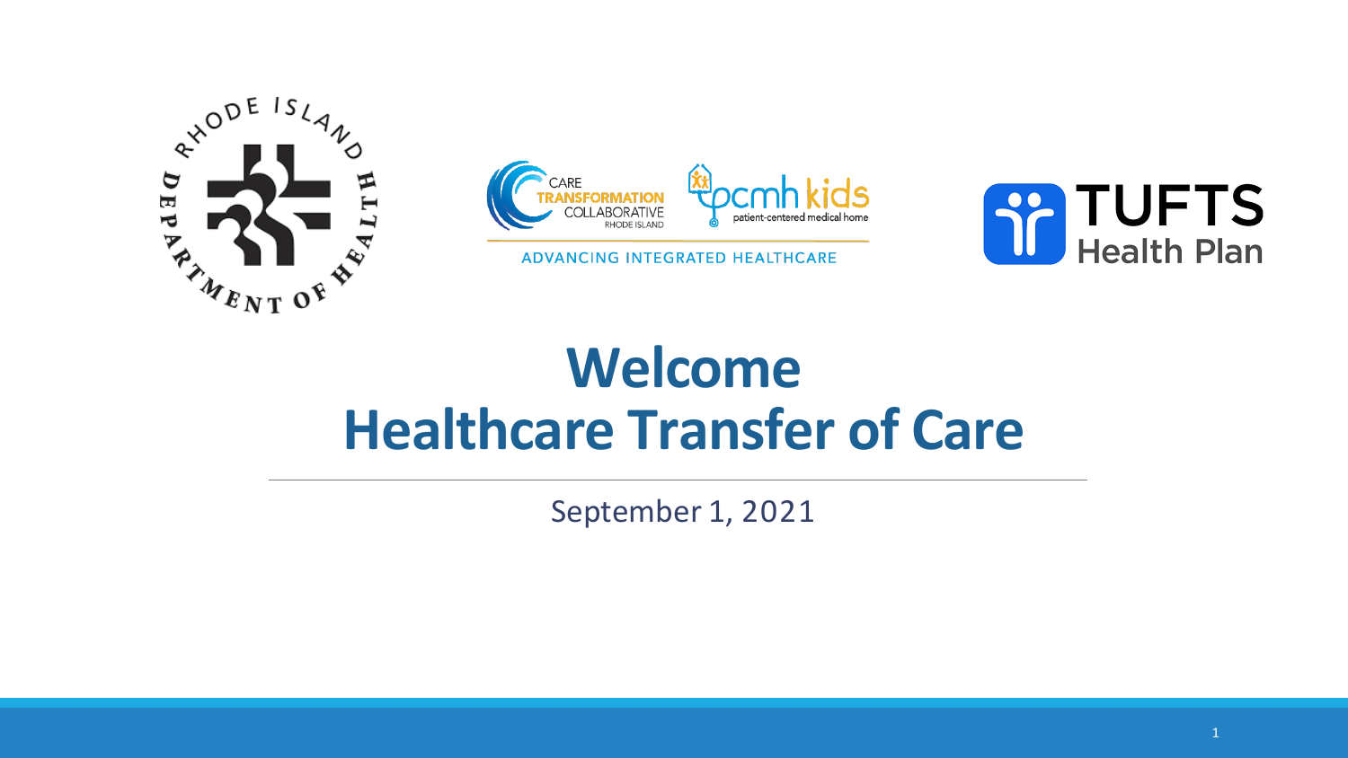# Welcome
# Healthcare Transfer of Care

September 1, 2021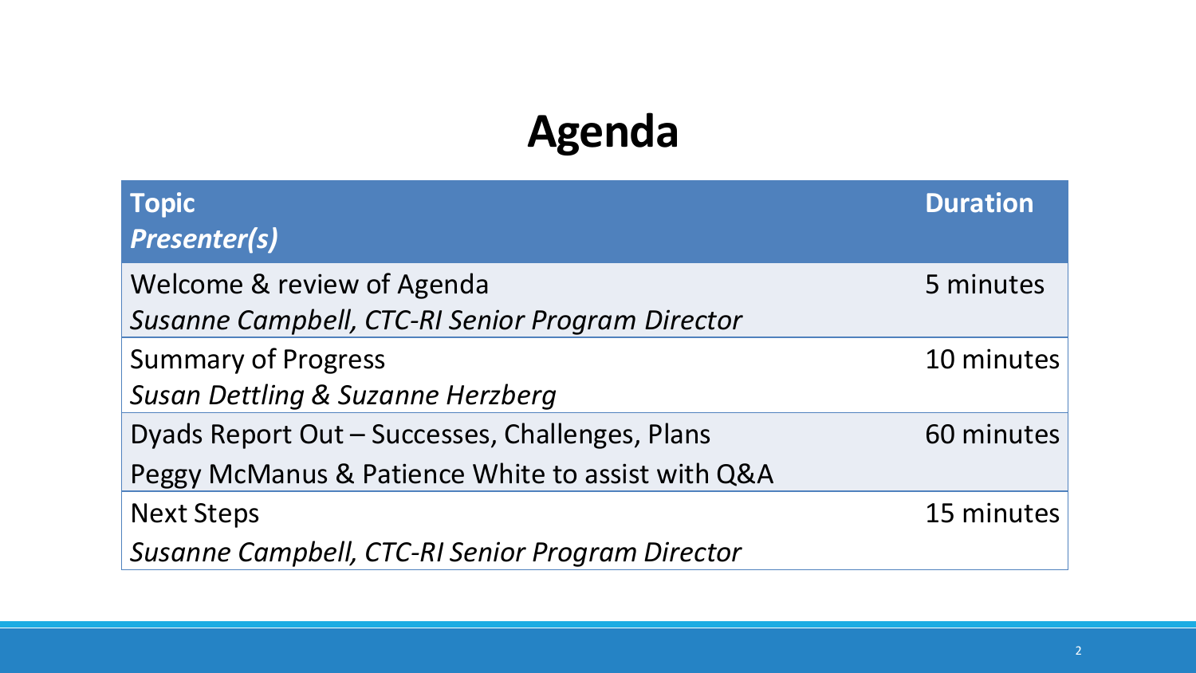# Agenda

| **Topic**<br>***Presenter(s)*** | **Duration** |
|---|---|
| Welcome & review of Agenda<br>*Susanne Campbell, CTC-RI Senior Program Director* | 5 minutes |
| Summary of Progress<br>*Susan Dettling & Suzanne Herzberg* | 10 minutes |
| Dyads Report Out – Successes, Challenges, Plans<br>Peggy McManus & Patience White to assist with Q&A | 60 minutes |
| Next Steps<br>*Susanne Campbell, CTC-RI Senior Program Director* | 15 minutes |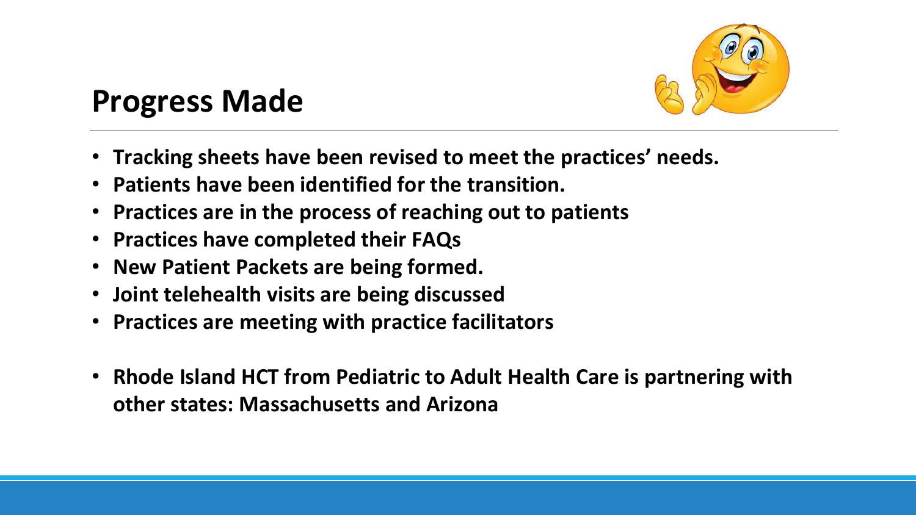## Progress Made

- **Tracking sheets have been revised to meet the practices' needs.**
- **Patients have been identified for the transition.**
- **Practices are in the process of reaching out to patients**
- **Practices have completed their FAQs**
- **New Patient Packets are being formed.**
- **Joint telehealth visits are being discussed**
- **Practices are meeting with practice facilitators**

- **Rhode Island HCT from Pediatric to Adult Health Care is partnering with other states: Massachusetts and Arizona**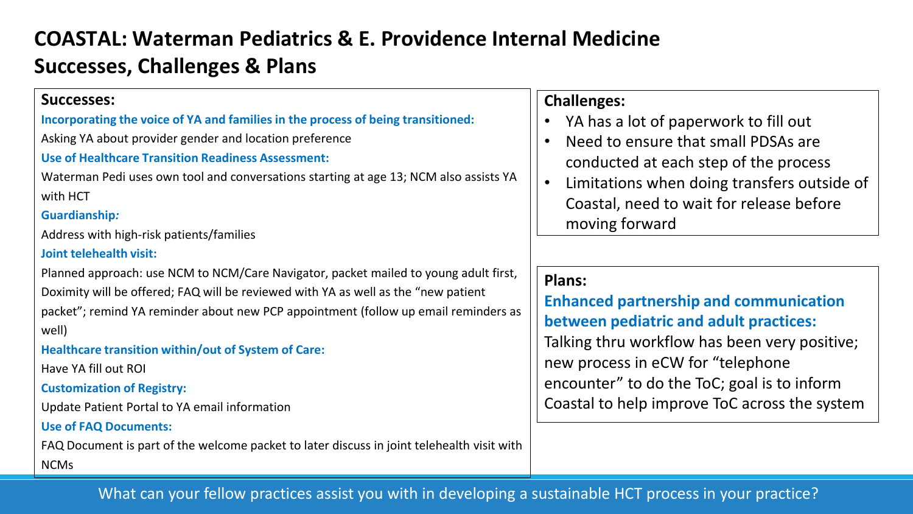# COASTAL: Waterman Pediatrics & E. Providence Internal Medicine
## Successes, Challenges & Plans

### Successes:

**Incorporating the voice of YA and families in the process of being transitioned:**

Asking YA about provider gender and location preference

**Use of Healthcare Transition Readiness Assessment:**

Waterman Pedi uses own tool and conversations starting at age 13; NCM also assists YA with HCT

**Guardianship*:***

Address with high-risk patients/families

**Joint telehealth visit:**

Planned approach: use NCM to NCM/Care Navigator, packet mailed to young adult first, Doximity will be offered; FAQ will be reviewed with YA as well as the "new patient packet"; remind YA reminder about new PCP appointment (follow up email reminders as well)

**Healthcare transition within/out of System of Care:**

Have YA fill out ROI

**Customization of Registry:**

Update Patient Portal to YA email information

**Use of FAQ Documents:**

FAQ Document is part of the welcome packet to later discuss in joint telehealth visit with NCMs

### Challenges:

- YA has a lot of paperwork to fill out
- Need to ensure that small PDSAs are conducted at each step of the process
- Limitations when doing transfers outside of Coastal, need to wait for release before moving forward

### Plans:

**Enhanced partnership and communication between pediatric and adult practices:**

Talking thru workflow has been very positive; new process in eCW for "telephone encounter" to do the ToC; goal is to inform Coastal to help improve ToC across the system

What can your fellow practices assist you with in developing a sustainable HCT process in your practice?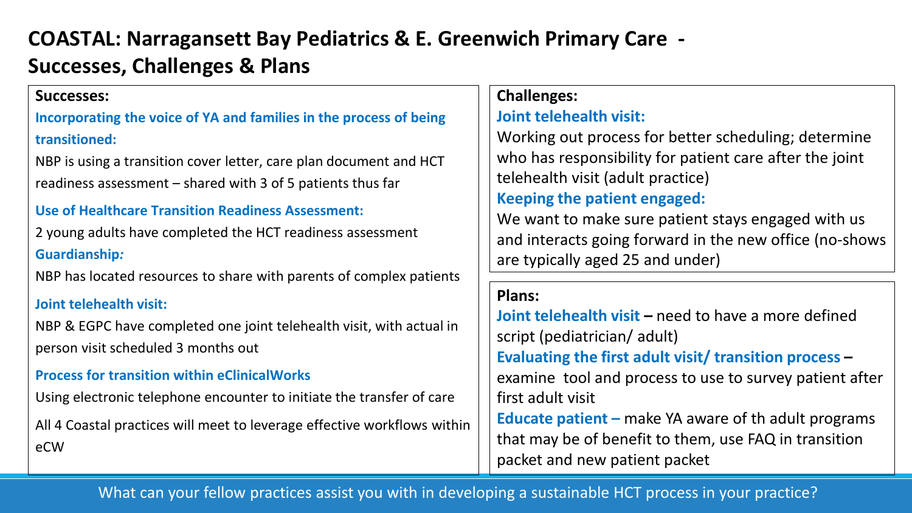# COASTAL: Narragansett Bay Pediatrics & E. Greenwich Primary Care - Successes, Challenges & Plans

## Successes:

**Incorporating the voice of YA and families in the process of being transitioned:**

NBP is using a transition cover letter, care plan document and HCT readiness assessment – shared with 3 of 5 patients thus far

**Use of Healthcare Transition Readiness Assessment:**

2 young adults have completed the HCT readiness assessment

**Guardianship*:***

NBP has located resources to share with parents of complex patients

**Joint telehealth visit:**

NBP & EGPC have completed one joint telehealth visit, with actual in person visit scheduled 3 months out

**Process for transition within eClinicalWorks**

Using electronic telephone encounter to initiate the transfer of care

All 4 Coastal practices will meet to leverage effective workflows within eCW

## Challenges:

**Joint telehealth visit:**

Working out process for better scheduling; determine who has responsibility for patient care after the joint telehealth visit (adult practice)

**Keeping the patient engaged:**

We want to make sure patient stays engaged with us and interacts going forward in the new office (no-shows are typically aged 25 and under)

## Plans:

**Joint telehealth visit –** need to have a more defined script (pediatrician/ adult)

**Evaluating the first adult visit/ transition process –** examine tool and process to use to survey patient after first adult visit

**Educate patient –** make YA aware of th adult programs that may be of benefit to them, use FAQ in transition packet and new patient packet

What can your fellow practices assist you with in developing a sustainable HCT process in your practice?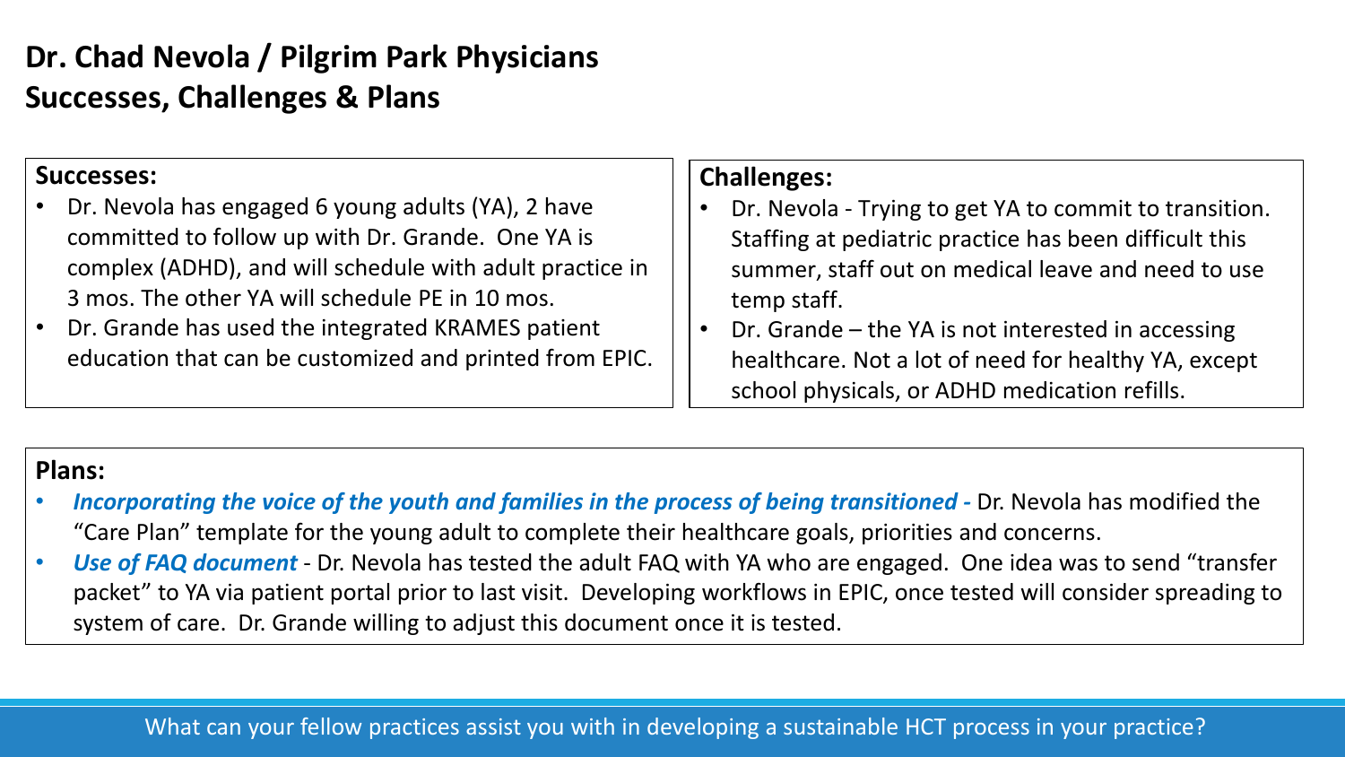# Dr. Chad Nevola / Pilgrim Park Physicians
## Successes, Challenges & Plans

**Successes:**

- Dr. Nevola has engaged 6 young adults (YA), 2 have committed to follow up with Dr. Grande. One YA is complex (ADHD), and will schedule with adult practice in 3 mos. The other YA will schedule PE in 10 mos.
- Dr. Grande has used the integrated KRAMES patient education that can be customized and printed from EPIC.

**Challenges:**

- Dr. Nevola - Trying to get YA to commit to transition. Staffing at pediatric practice has been difficult this summer, staff out on medical leave and need to use temp staff.
- Dr. Grande – the YA is not interested in accessing healthcare. Not a lot of need for healthy YA, except school physicals, or ADHD medication refills.

**Plans:**

- ***Incorporating the voice of the youth and families in the process of being transitioned -*** Dr. Nevola has modified the "Care Plan" template for the young adult to complete their healthcare goals, priorities and concerns.
- ***Use of FAQ document*** - Dr. Nevola has tested the adult FAQ with YA who are engaged. One idea was to send "transfer packet" to YA via patient portal prior to last visit. Developing workflows in EPIC, once tested will consider spreading to system of care. Dr. Grande willing to adjust this document once it is tested.

What can your fellow practices assist you with in developing a sustainable HCT process in your practice?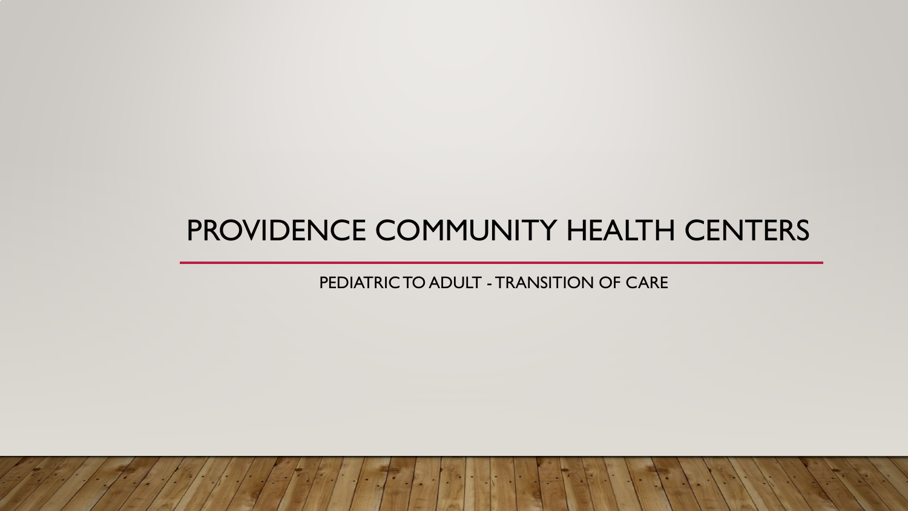# PROVIDENCE COMMUNITY HEALTH CENTERS

PEDIATRIC TO ADULT - TRANSITION OF CARE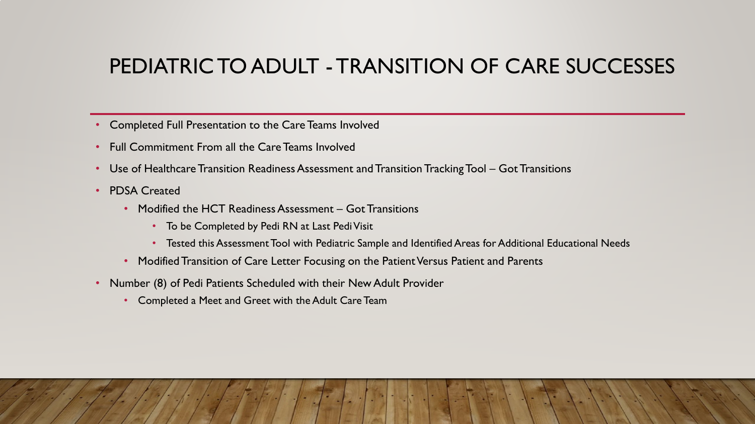# PEDIATRIC TO ADULT - TRANSITION OF CARE SUCCESSES

- Completed Full Presentation to the Care Teams Involved
- Full Commitment From all the Care Teams Involved
- Use of Healthcare Transition Readiness Assessment and Transition Tracking Tool – Got Transitions
- PDSA Created
  - Modified the HCT Readiness Assessment – Got Transitions
    - To be Completed by Pedi RN at Last Pedi Visit
    - Tested this Assessment Tool with Pediatric Sample and Identified Areas for Additional Educational Needs
  - Modified Transition of Care Letter Focusing on the Patient Versus Patient and Parents
- Number (8) of Pedi Patients Scheduled with their New Adult Provider
  - Completed a Meet and Greet with the Adult Care Team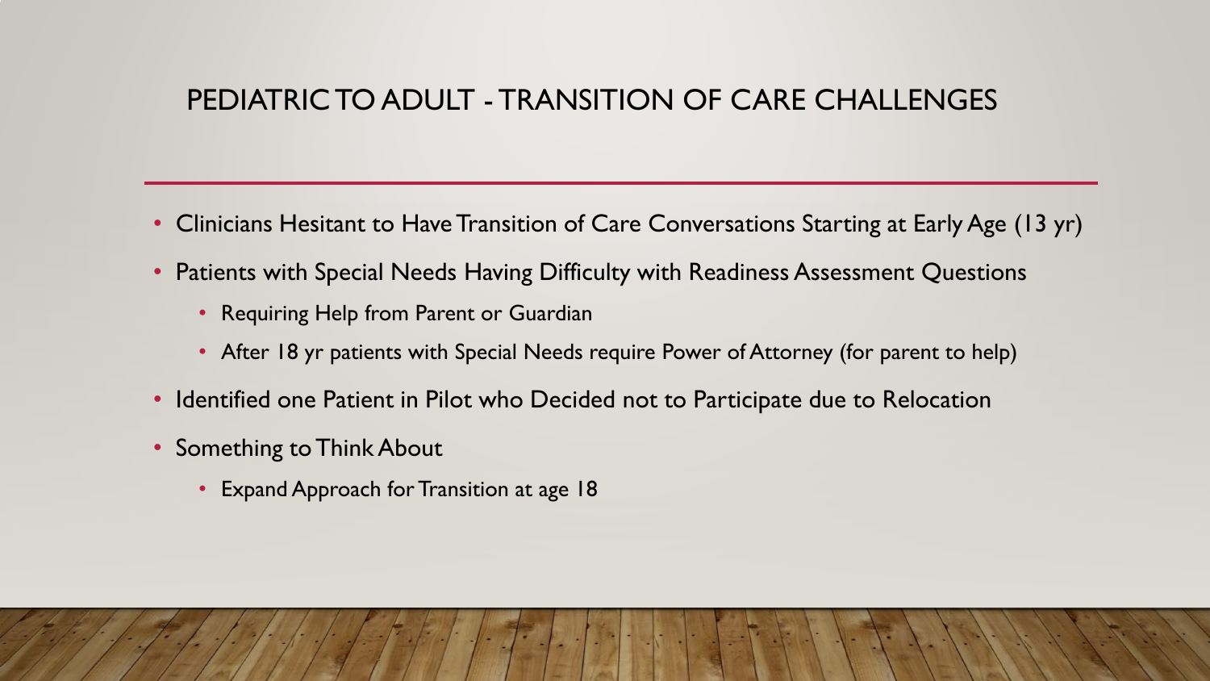# PEDIATRIC TO ADULT - TRANSITION OF CARE CHALLENGES

- Clinicians Hesitant to Have Transition of Care Conversations Starting at Early Age (13 yr)
- Patients with Special Needs Having Difficulty with Readiness Assessment Questions
  - Requiring Help from Parent or Guardian
  - After 18 yr patients with Special Needs require Power of Attorney (for parent to help)
- Identified one Patient in Pilot who Decided not to Participate due to Relocation
- Something to Think About
  - Expand Approach for Transition at age 18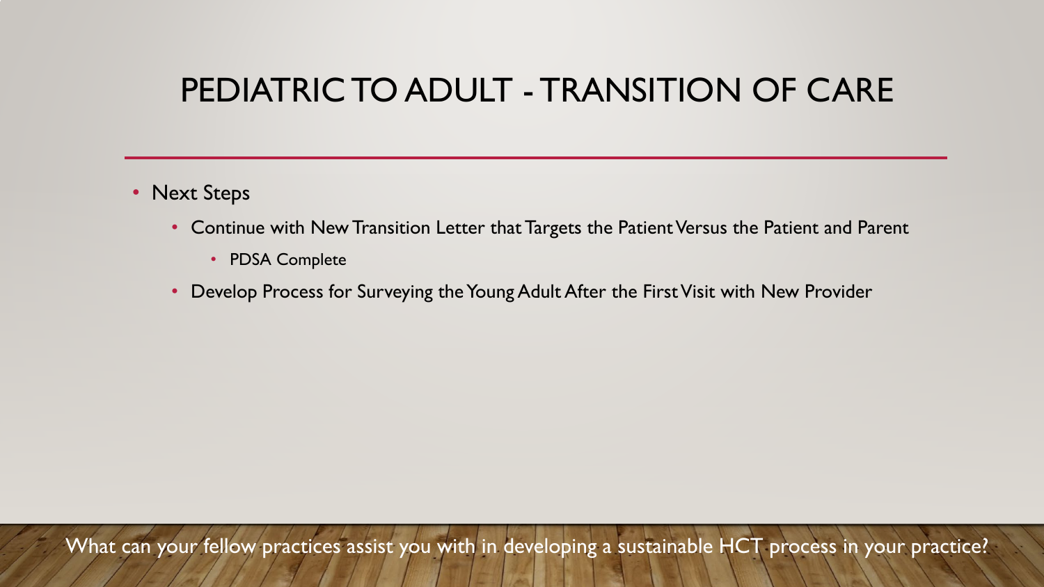# PEDIATRIC TO ADULT - TRANSITION OF CARE

- Next Steps
  - Continue with New Transition Letter that Targets the Patient Versus the Patient and Parent
    - PDSA Complete
  - Develop Process for Surveying the Young Adult After the First Visit with New Provider

What can your fellow practices assist you with in developing a sustainable HCT process in your practice?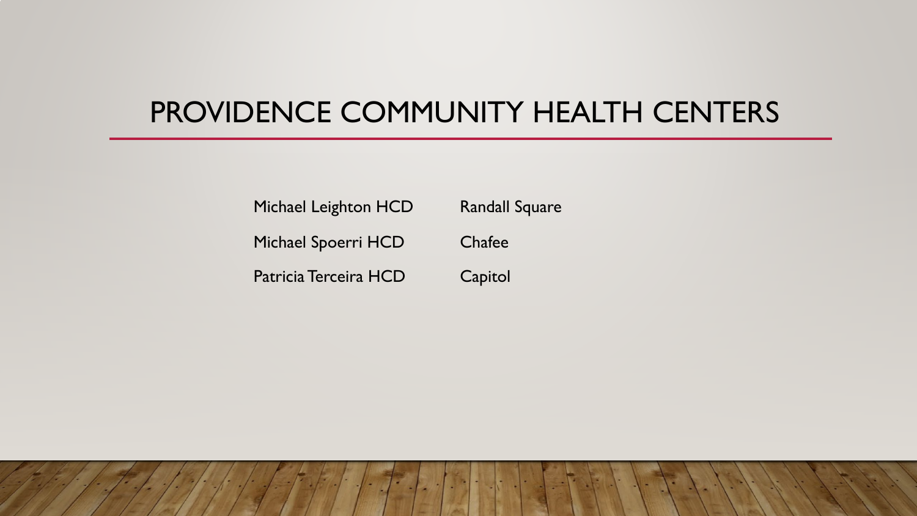# PROVIDENCE COMMUNITY HEALTH CENTERS

| | |
|---|---|
| Michael Leighton HCD | Randall Square |
| Michael Spoerri HCD | Chafee |
| Patricia Terceira HCD | Capitol |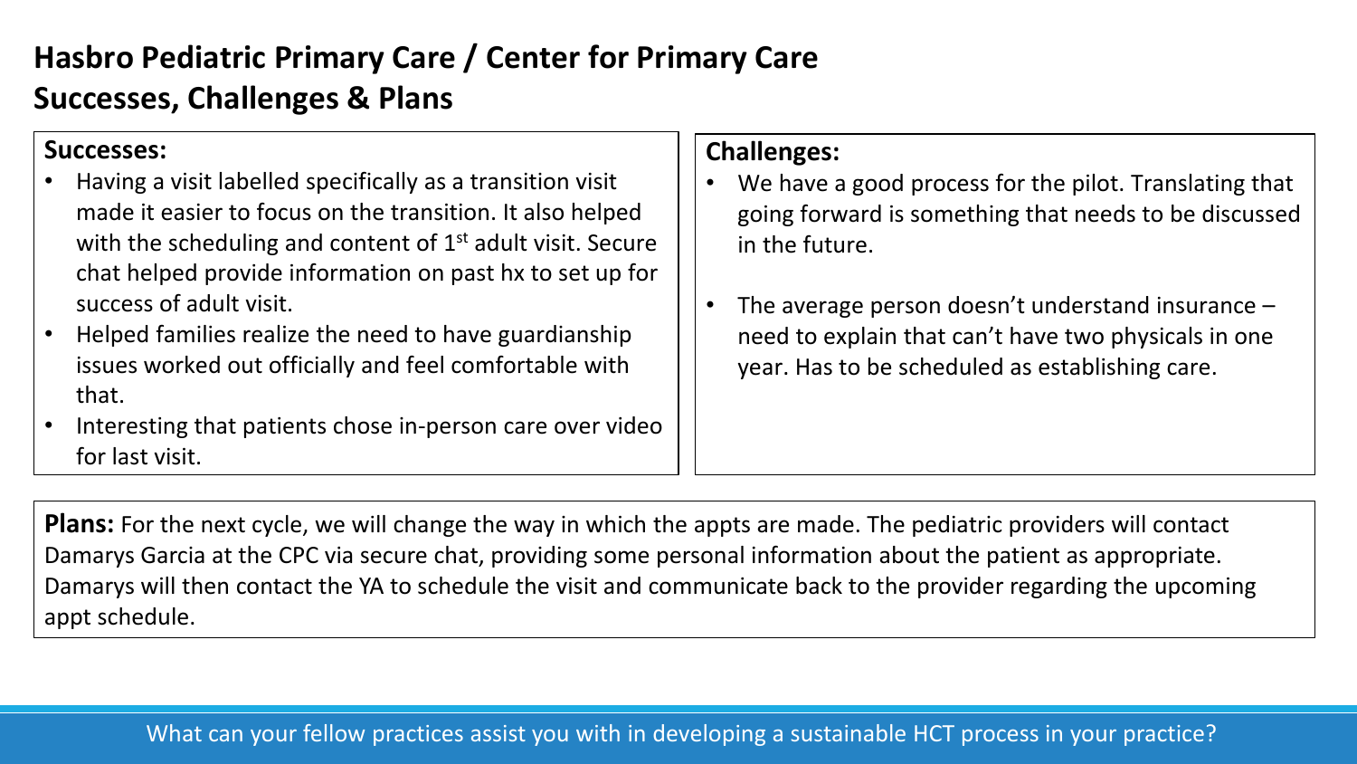# Hasbro Pediatric Primary Care / Center for Primary Care
## Successes, Challenges & Plans

**Successes:**

- Having a visit labelled specifically as a transition visit made it easier to focus on the transition. It also helped with the scheduling and content of 1st adult visit. Secure chat helped provide information on past hx to set up for success of adult visit.
- Helped families realize the need to have guardianship issues worked out officially and feel comfortable with that.
- Interesting that patients chose in-person care over video for last visit.

**Challenges:**

- We have a good process for the pilot. Translating that going forward is something that needs to be discussed in the future.
- The average person doesn't understand insurance – need to explain that can't have two physicals in one year. Has to be scheduled as establishing care.

**Plans:** For the next cycle, we will change the way in which the appts are made. The pediatric providers will contact Damarys Garcia at the CPC via secure chat, providing some personal information about the patient as appropriate. Damarys will then contact the YA to schedule the visit and communicate back to the provider regarding the upcoming appt schedule.

What can your fellow practices assist you with in developing a sustainable HCT process in your practice?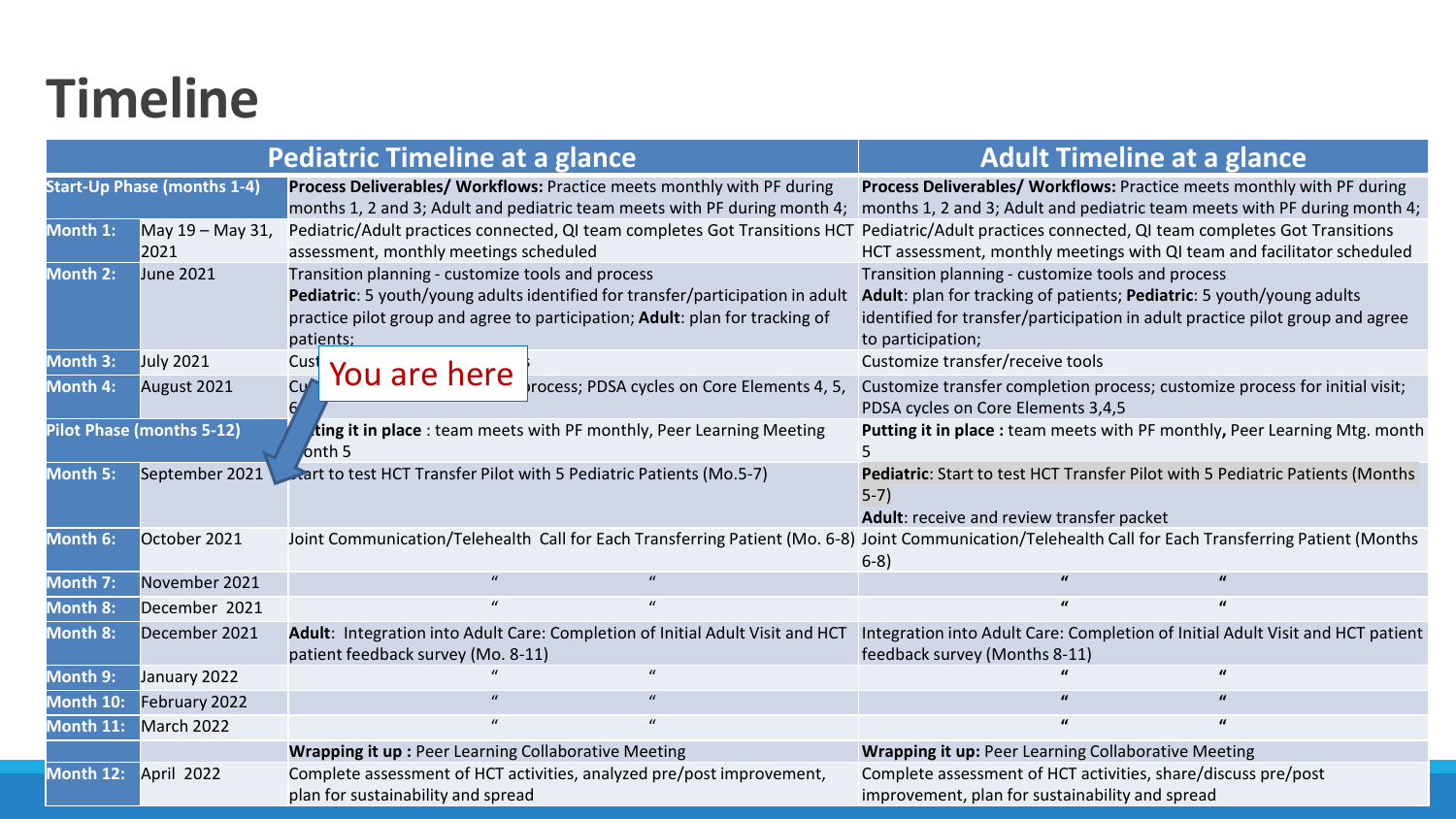# Timeline

| | | Pediatric Timeline at a glance | Adult Timeline at a glance |
|---|---|---|---|
| **Start-Up Phase (months 1-4)** | | **Process Deliverables/ Workflows:** Practice meets monthly with PF during months 1, 2 and 3; Adult and pediatric team meets with PF during month 4; | **Process Deliverables/ Workflows:** Practice meets monthly with PF during months 1, 2 and 3; Adult and pediatric team meets with PF during month 4; |
| **Month 1:** | May 19 – May 31, 2021 | Pediatric/Adult practices connected, QI team completes Got Transitions HCT assessment, monthly meetings scheduled | Pediatric/Adult practices connected, QI team completes Got Transitions HCT assessment, monthly meetings with QI team and facilitator scheduled |
| **Month 2:** | June 2021 | Transition planning - customize tools and process **Pediatric**: 5 youth/young adults identified for transfer/participation in adult practice pilot group and agree to participation; **Adult**: plan for tracking of patients; | Transition planning - customize tools and process **Adult**: plan for tracking of patients; **Pediatric**: 5 youth/young adults identified for transfer/participation in adult practice pilot group and agree to participation; |
| **Month 3:** | July 2021 | Cust... | Customize transfer/receive tools |
| **Month 4:** | August 2021 | Cu... process; PDSA cycles on Core Elements 4, 5, 6 | Customize transfer completion process; customize process for initial visit; PDSA cycles on Core Elements 3,4,5 |
| **Pilot Phase (months 5-12)** | | ...**ting it in place** : team meets with PF monthly, Peer Learning Meeting month 5 | **Putting it in place :** team meets with PF monthly**,** Peer Learning Mtg. month 5 |
| **Month 5:** | September 2021 | ...art to test HCT Transfer Pilot with 5 Pediatric Patients (Mo.5-7) | **Pediatric**: Start to test HCT Transfer Pilot with 5 Pediatric Patients (Months 5-7) **Adult**: receive and review transfer packet |
| **Month 6:** | October 2021 | Joint Communication/Telehealth Call for Each Transferring Patient (Mo. 6-8) | Joint Communication/Telehealth Call for Each Transferring Patient (Months 6-8) |
| **Month 7:** | November 2021 | " " | " " |
| **Month 8:** | December 2021 | " " | " " |
| **Month 8:** | December 2021 | **Adult**: Integration into Adult Care: Completion of Initial Adult Visit and HCT patient feedback survey (Mo. 8-11) | Integration into Adult Care: Completion of Initial Adult Visit and HCT patient feedback survey (Months 8-11) |
| **Month 9:** | January 2022 | " " | " " |
| **Month 10:** | February 2022 | " " | " " |
| **Month 11:** | March 2022 | " " | " " |
| | | **Wrapping it up :** Peer Learning Collaborative Meeting | **Wrapping it up:** Peer Learning Collaborative Meeting |
| **Month 12:** | April 2022 | Complete assessment of HCT activities, analyzed pre/post improvement, plan for sustainability and spread | Complete assessment of HCT activities, share/discuss pre/post improvement, plan for sustainability and spread |

You are here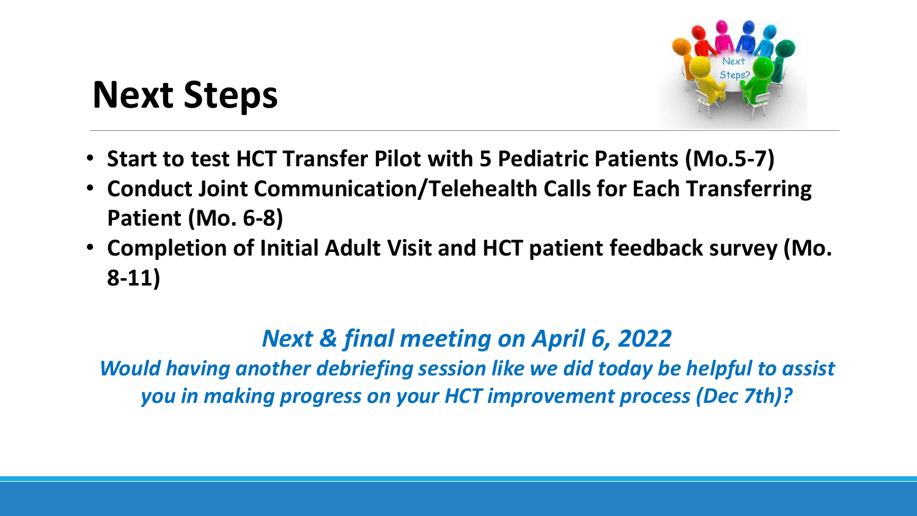# Next Steps

- **Start to test HCT Transfer Pilot with 5 Pediatric Patients (Mo.5-7)**
- **Conduct Joint Communication/Telehealth Calls for Each Transferring Patient (Mo. 6-8)**
- **Completion of Initial Adult Visit and HCT patient feedback survey (Mo. 8-11)**

***Next & final meeting on April 6, 2022***

***Would having another debriefing session like we did today be helpful to assist you in making progress on your HCT improvement process (Dec 7th)?***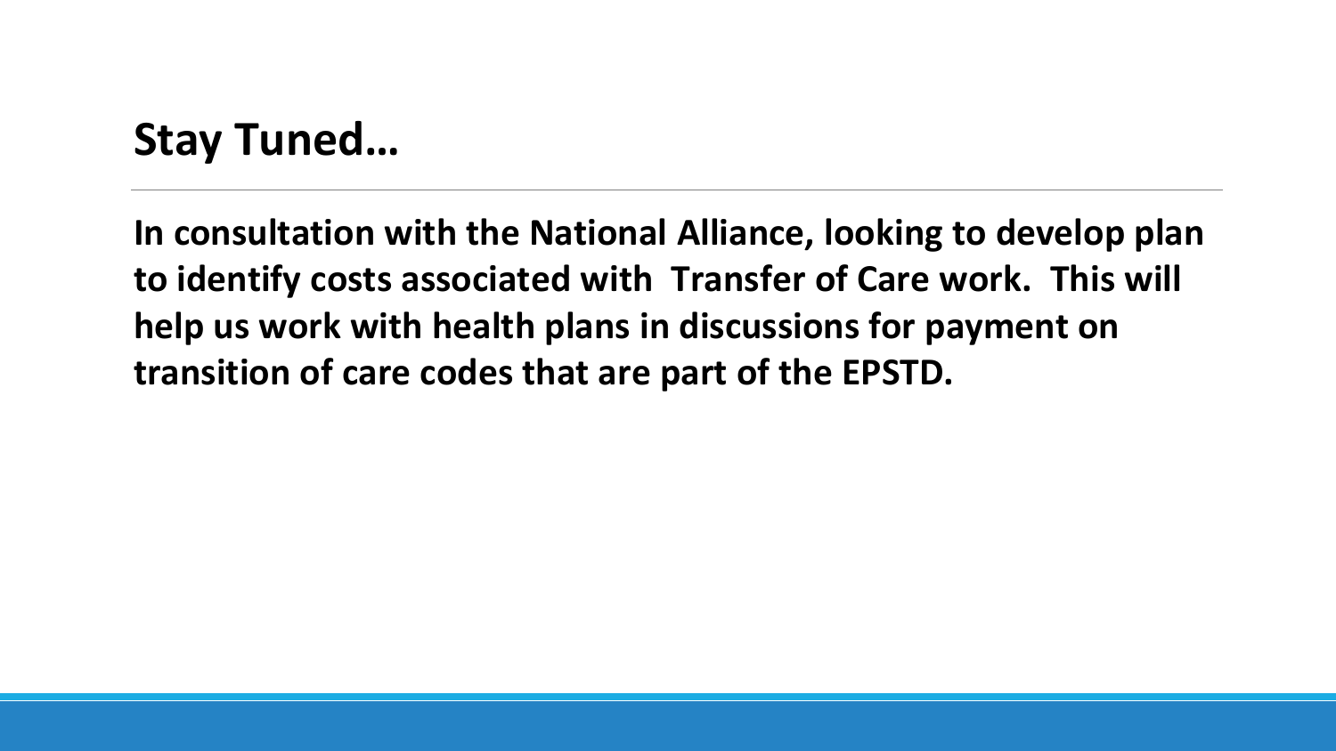# Stay Tuned…

**In consultation with the National Alliance, looking to develop plan to identify costs associated with Transfer of Care work. This will help us work with health plans in discussions for payment on transition of care codes that are part of the EPSTD.**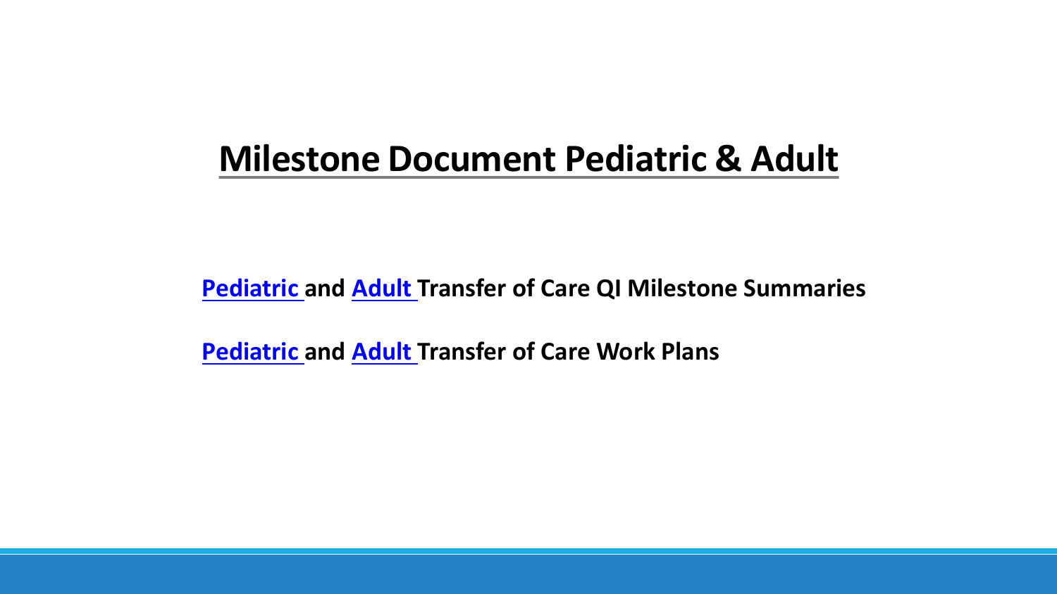# Milestone Document Pediatric & Adult

**Pediatric and Adult Transfer of Care QI Milestone Summaries**

**Pediatric and Adult Transfer of Care Work Plans**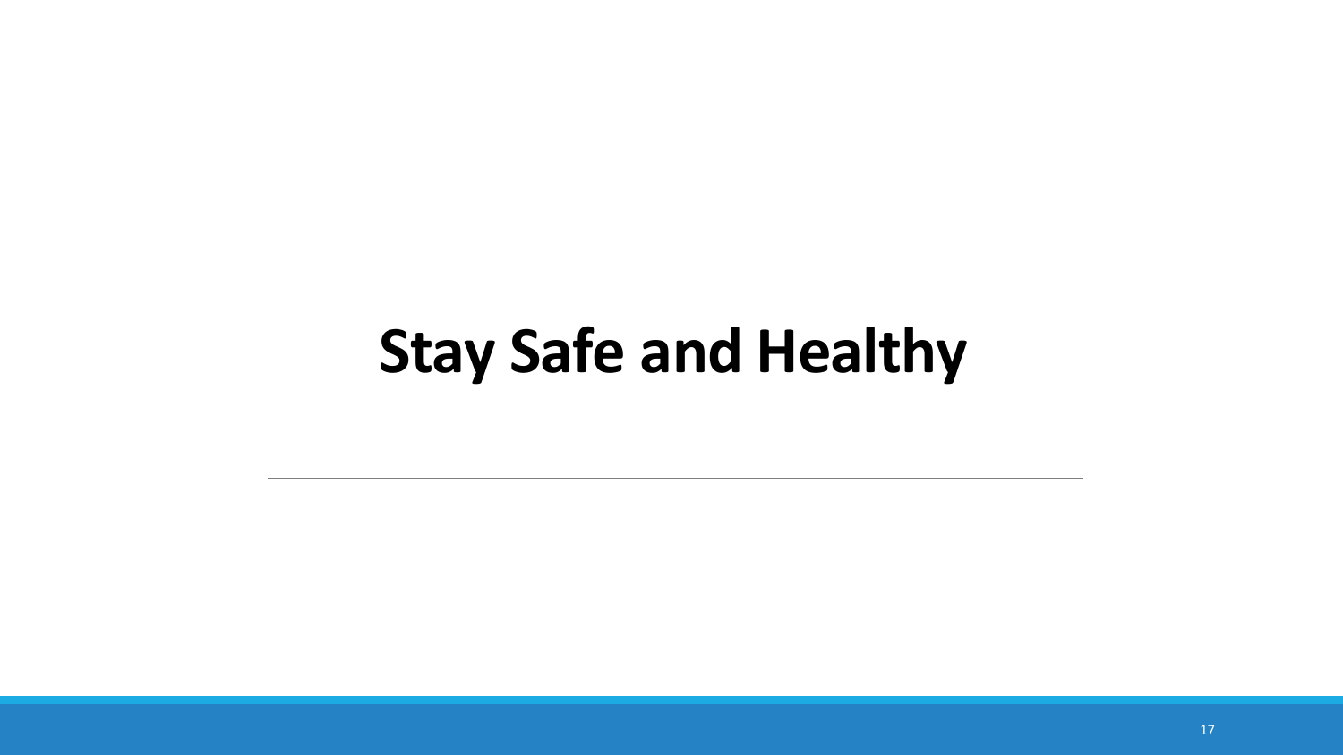# Stay Safe and Healthy